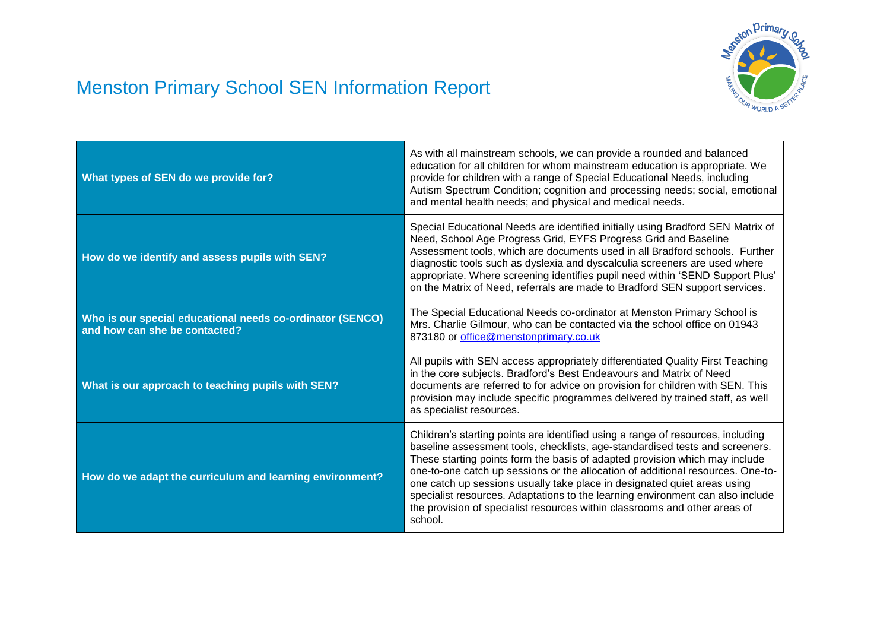# Menston Primary School SEN Information Report

| | |
|---|---|
| **What types of SEN do we provide for?** | As with all mainstream schools, we can provide a rounded and balanced education for all children for whom mainstream education is appropriate. We provide for children with a range of Special Educational Needs, including Autism Spectrum Condition; cognition and processing needs; social, emotional and mental health needs; and physical and medical needs. |
| **How do we identify and assess pupils with SEN?** | Special Educational Needs are identified initially using Bradford SEN Matrix of Need, School Age Progress Grid, EYFS Progress Grid and Baseline Assessment tools, which are documents used in all Bradford schools. Further diagnostic tools such as dyslexia and dyscalculia screeners are used where appropriate. Where screening identifies pupil need within 'SEND Support Plus' on the Matrix of Need, referrals are made to Bradford SEN support services. |
| **Who is our special educational needs co-ordinator (SENCO) and how can she be contacted?** | The Special Educational Needs co-ordinator at Menston Primary School is Mrs. Charlie Gilmour, who can be contacted via the school office on 01943 873180 or office@menstonprimary.co.uk |
| **What is our approach to teaching pupils with SEN?** | All pupils with SEN access appropriately differentiated Quality First Teaching in the core subjects. Bradford's Best Endeavours and Matrix of Need documents are referred to for advice on provision for children with SEN. This provision may include specific programmes delivered by trained staff, as well as specialist resources. |
| **How do we adapt the curriculum and learning environment?** | Children's starting points are identified using a range of resources, including baseline assessment tools, checklists, age-standardised tests and screeners. These starting points form the basis of adapted provision which may include one-to-one catch up sessions or the allocation of additional resources. One-to-one catch up sessions usually take place in designated quiet areas using specialist resources. Adaptations to the learning environment can also include the provision of specialist resources within classrooms and other areas of school. |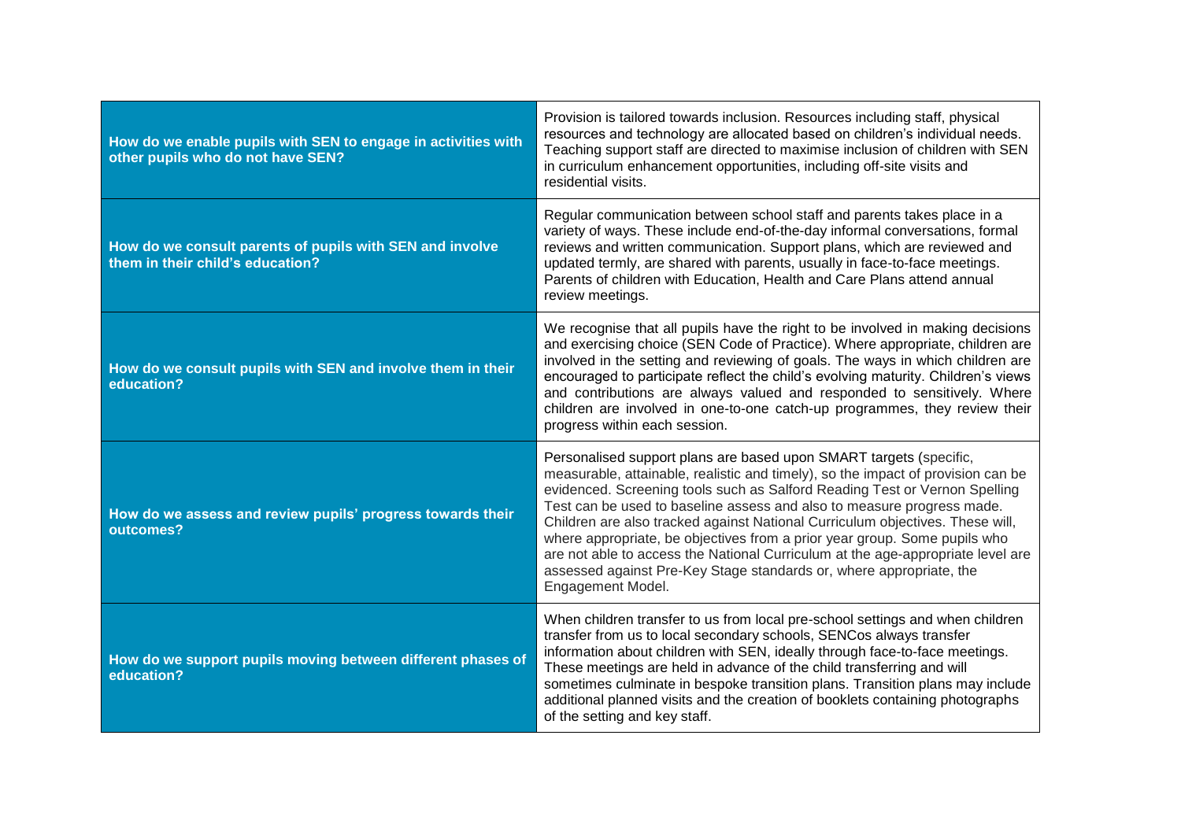| | |
|---|---|
| **How do we enable pupils with SEN to engage in activities with other pupils who do not have SEN?** | Provision is tailored towards inclusion. Resources including staff, physical resources and technology are allocated based on children's individual needs. Teaching support staff are directed to maximise inclusion of children with SEN in curriculum enhancement opportunities, including off-site visits and residential visits. |
| **How do we consult parents of pupils with SEN and involve them in their child's education?** | Regular communication between school staff and parents takes place in a variety of ways. These include end-of-the-day informal conversations, formal reviews and written communication. Support plans, which are reviewed and updated termly, are shared with parents, usually in face-to-face meetings. Parents of children with Education, Health and Care Plans attend annual review meetings. |
| **How do we consult pupils with SEN and involve them in their education?** | We recognise that all pupils have the right to be involved in making decisions and exercising choice (SEN Code of Practice). Where appropriate, children are involved in the setting and reviewing of goals. The ways in which children are encouraged to participate reflect the child's evolving maturity. Children's views and contributions are always valued and responded to sensitively. Where children are involved in one-to-one catch-up programmes, they review their progress within each session. |
| **How do we assess and review pupils' progress towards their outcomes?** | Personalised support plans are based upon SMART targets (specific, measurable, attainable, realistic and timely), so the impact of provision can be evidenced. Screening tools such as Salford Reading Test or Vernon Spelling Test can be used to baseline assess and also to measure progress made. Children are also tracked against National Curriculum objectives. These will, where appropriate, be objectives from a prior year group. Some pupils who are not able to access the National Curriculum at the age-appropriate level are assessed against Pre-Key Stage standards or, where appropriate, the Engagement Model. |
| **How do we support pupils moving between different phases of education?** | When children transfer to us from local pre-school settings and when children transfer from us to local secondary schools, SENCos always transfer information about children with SEN, ideally through face-to-face meetings. These meetings are held in advance of the child transferring and will sometimes culminate in bespoke transition plans. Transition plans may include additional planned visits and the creation of booklets containing photographs of the setting and key staff. |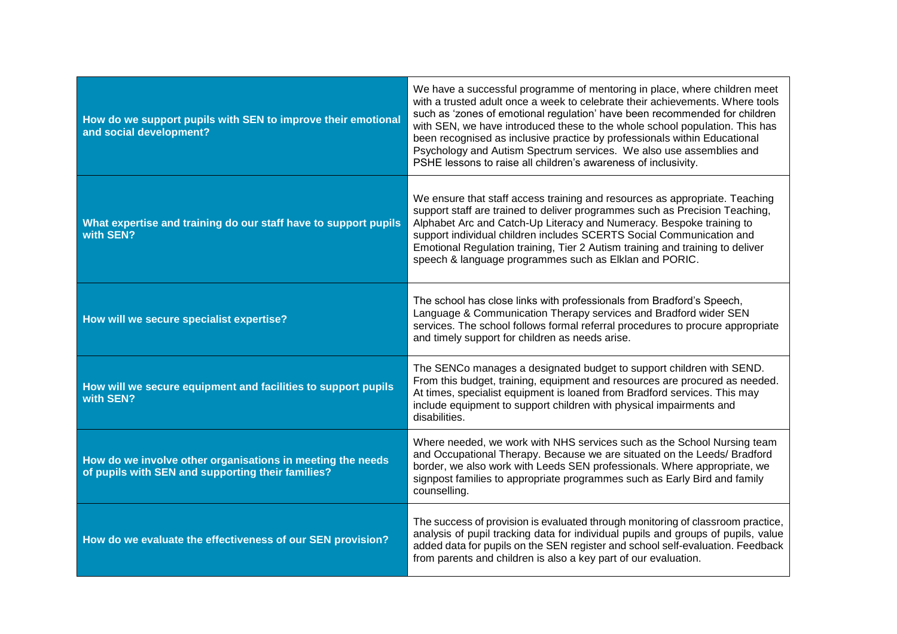| | |
|---|---|
| **How do we support pupils with SEN to improve their emotional and social development?** | We have a successful programme of mentoring in place, where children meet with a trusted adult once a week to celebrate their achievements. Where tools such as 'zones of emotional regulation' have been recommended for children with SEN, we have introduced these to the whole school population. This has been recognised as inclusive practice by professionals within Educational Psychology and Autism Spectrum services. We also use assemblies and PSHE lessons to raise all children's awareness of inclusivity. |
| **What expertise and training do our staff have to support pupils with SEN?** | We ensure that staff access training and resources as appropriate. Teaching support staff are trained to deliver programmes such as Precision Teaching, Alphabet Arc and Catch-Up Literacy and Numeracy. Bespoke training to support individual children includes SCERTS Social Communication and Emotional Regulation training, Tier 2 Autism training and training to deliver speech & language programmes such as Elklan and PORIC. |
| **How will we secure specialist expertise?** | The school has close links with professionals from Bradford's Speech, Language & Communication Therapy services and Bradford wider SEN services. The school follows formal referral procedures to procure appropriate and timely support for children as needs arise. |
| **How will we secure equipment and facilities to support pupils with SEN?** | The SENCo manages a designated budget to support children with SEND. From this budget, training, equipment and resources are procured as needed. At times, specialist equipment is loaned from Bradford services. This may include equipment to support children with physical impairments and disabilities. |
| **How do we involve other organisations in meeting the needs of pupils with SEN and supporting their families?** | Where needed, we work with NHS services such as the School Nursing team and Occupational Therapy. Because we are situated on the Leeds/ Bradford border, we also work with Leeds SEN professionals. Where appropriate, we signpost families to appropriate programmes such as Early Bird and family counselling. |
| **How do we evaluate the effectiveness of our SEN provision?** | The success of provision is evaluated through monitoring of classroom practice, analysis of pupil tracking data for individual pupils and groups of pupils, value added data for pupils on the SEN register and school self-evaluation. Feedback from parents and children is also a key part of our evaluation. |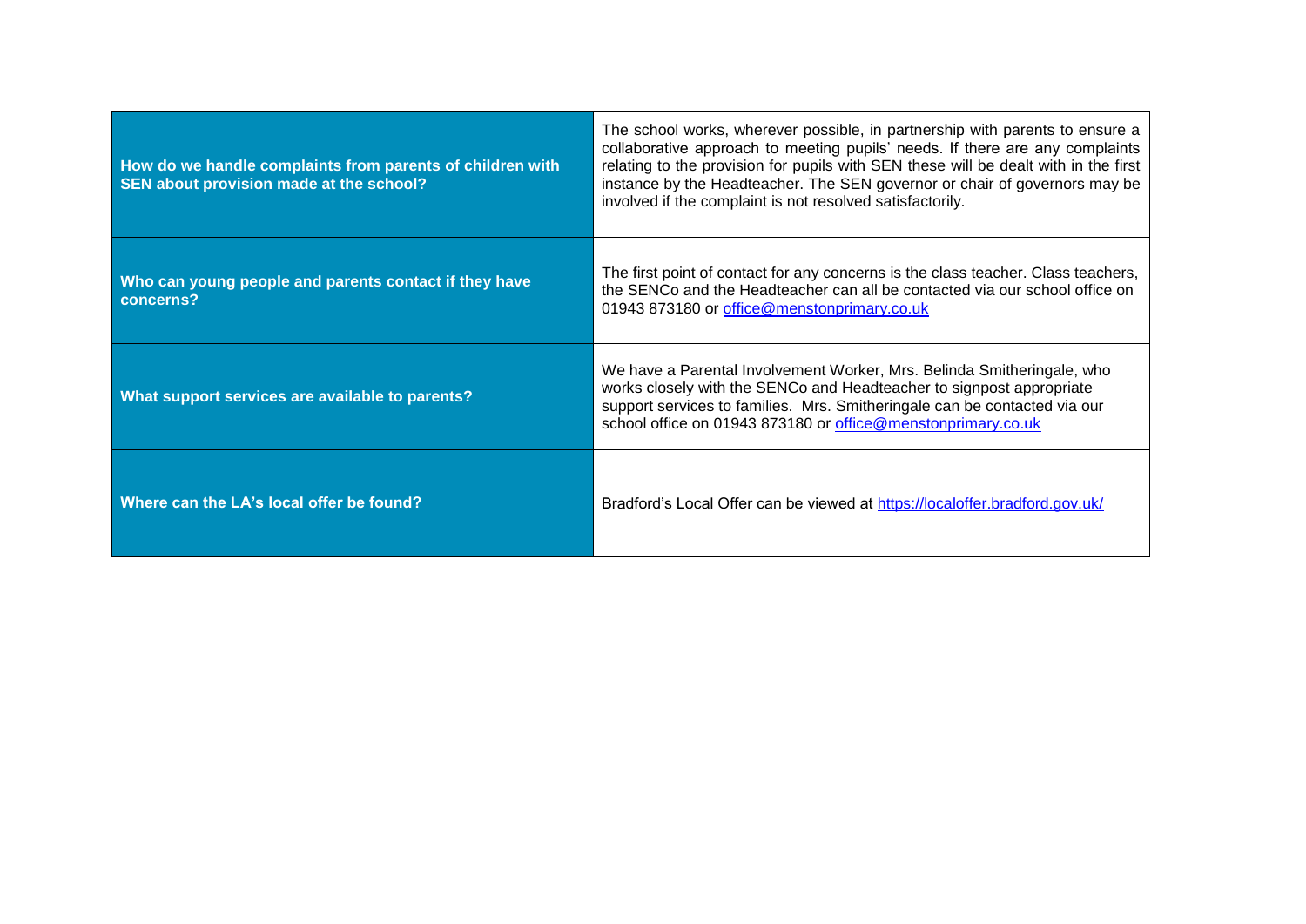| | |
|---|---|
| **How do we handle complaints from parents of children with SEN about provision made at the school?** | The school works, wherever possible, in partnership with parents to ensure a collaborative approach to meeting pupils' needs. If there are any complaints relating to the provision for pupils with SEN these will be dealt with in the first instance by the Headteacher. The SEN governor or chair of governors may be involved if the complaint is not resolved satisfactorily. |
| **Who can young people and parents contact if they have concerns?** | The first point of contact for any concerns is the class teacher. Class teachers, the SENCo and the Headteacher can all be contacted via our school office on 01943 873180 or [office@menstonprimary.co.uk](mailto:office@menstonprimary.co.uk) |
| **What support services are available to parents?** | We have a Parental Involvement Worker, Mrs. Belinda Smitheringale, who works closely with the SENCo and Headteacher to signpost appropriate support services to families. Mrs. Smitheringale can be contacted via our school office on 01943 873180 or [office@menstonprimary.co.uk](mailto:office@menstonprimary.co.uk) |
| **Where can the LA's local offer be found?** | Bradford's Local Offer can be viewed at [https://localoffer.bradford.gov.uk/](https://localoffer.bradford.gov.uk/) |